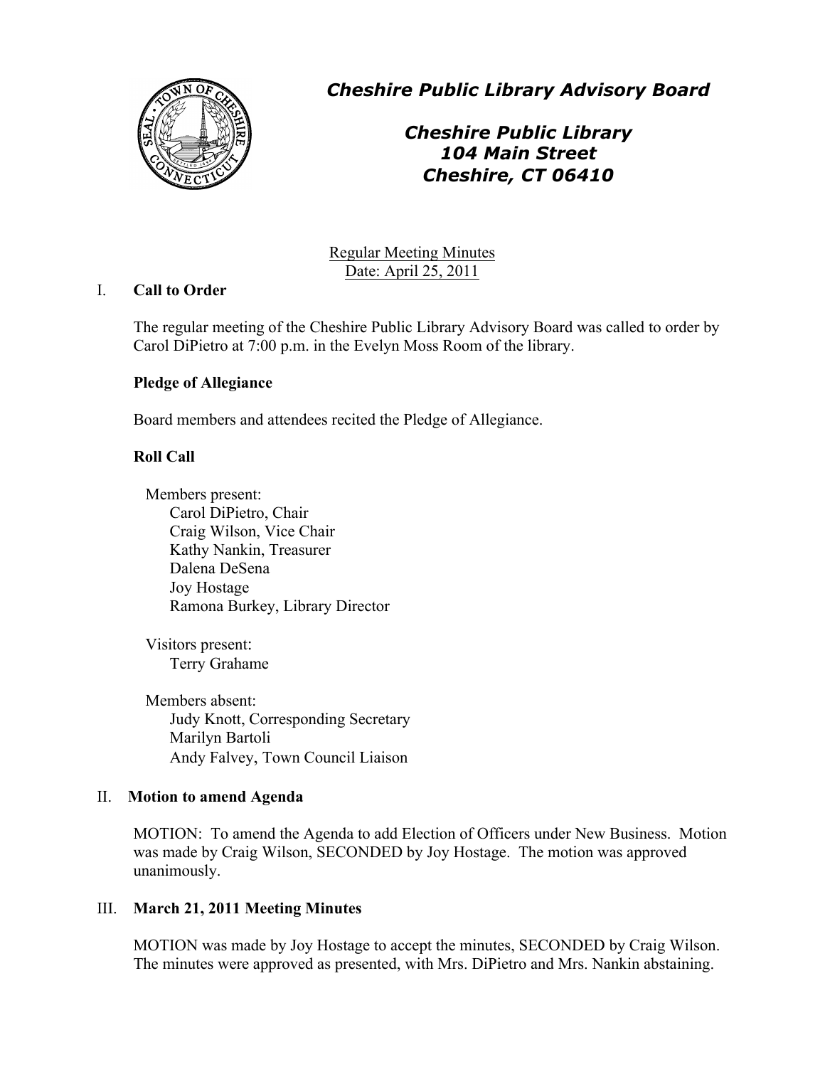# *Cheshire Public Library Advisory Board*

## *Cheshire Public Library*
## *104 Main Street*
## *Cheshire, CT 06410*

Regular Meeting Minutes
Date: April 25, 2011

## I. Call to Order

The regular meeting of the Cheshire Public Library Advisory Board was called to order by Carol DiPietro at 7:00 p.m. in the Evelyn Moss Room of the library.

**Pledge of Allegiance**

Board members and attendees recited the Pledge of Allegiance.

**Roll Call**

Members present:
- Carol DiPietro, Chair
- Craig Wilson, Vice Chair
- Kathy Nankin, Treasurer
- Dalena DeSena
- Joy Hostage
- Ramona Burkey, Library Director

Visitors present:
- Terry Grahame

Members absent:
- Judy Knott, Corresponding Secretary
- Marilyn Bartoli
- Andy Falvey, Town Council Liaison

## II. Motion to amend Agenda

MOTION: To amend the Agenda to add Election of Officers under New Business. Motion was made by Craig Wilson, SECONDED by Joy Hostage. The motion was approved unanimously.

## III. March 21, 2011 Meeting Minutes

MOTION was made by Joy Hostage to accept the minutes, SECONDED by Craig Wilson. The minutes were approved as presented, with Mrs. DiPietro and Mrs. Nankin abstaining.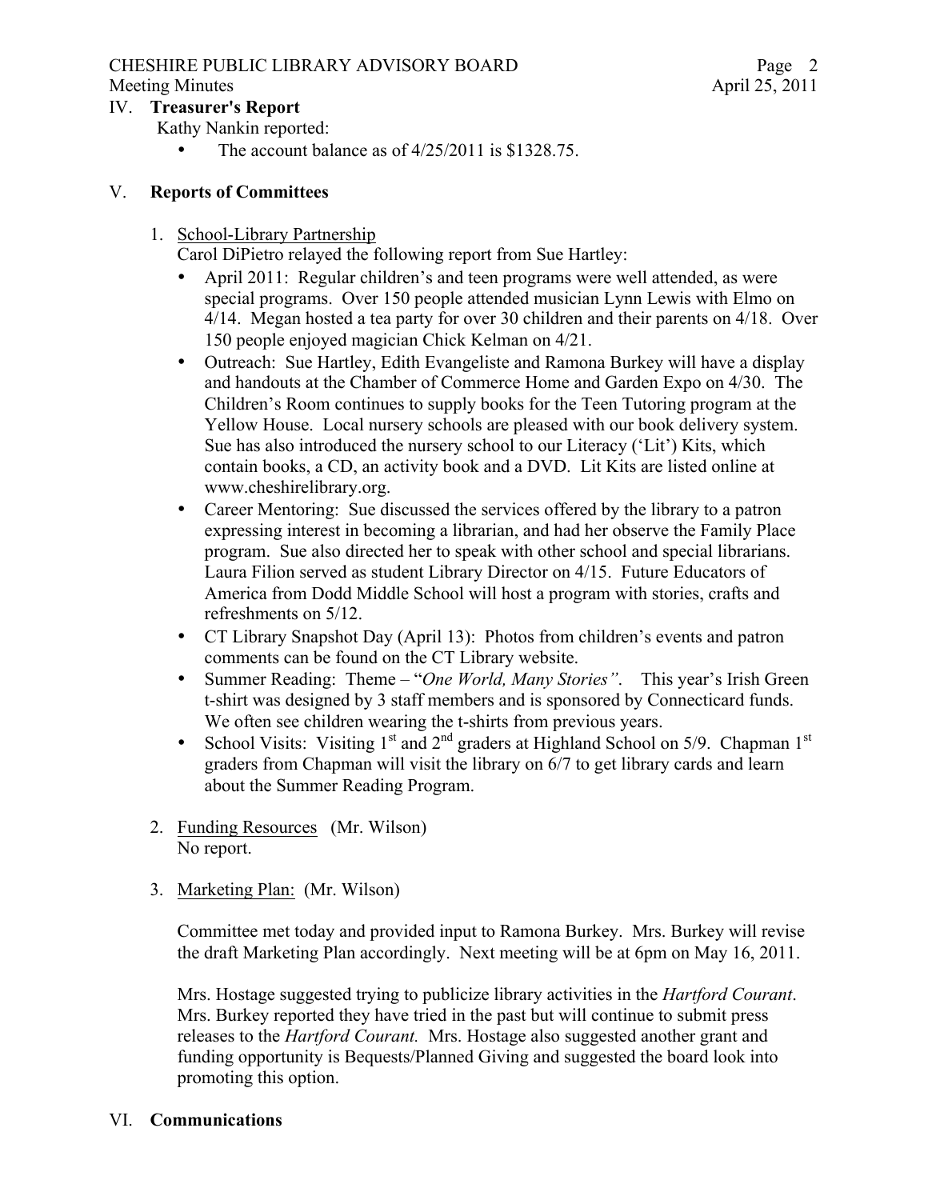## IV. **Treasurer's Report**

Kathy Nankin reported:

- The account balance as of 4/25/2011 is $1328.75.

## V. **Reports of Committees**

1. School-Library Partnership

   Carol DiPietro relayed the following report from Sue Hartley:

   - April 2011: Regular children's and teen programs were well attended, as were special programs. Over 150 people attended musician Lynn Lewis with Elmo on 4/14. Megan hosted a tea party for over 30 children and their parents on 4/18. Over 150 people enjoyed magician Chick Kelman on 4/21.
   - Outreach: Sue Hartley, Edith Evangeliste and Ramona Burkey will have a display and handouts at the Chamber of Commerce Home and Garden Expo on 4/30. The Children's Room continues to supply books for the Teen Tutoring program at the Yellow House. Local nursery schools are pleased with our book delivery system. Sue has also introduced the nursery school to our Literacy ('Lit') Kits, which contain books, a CD, an activity book and a DVD. Lit Kits are listed online at www.cheshirelibrary.org.
   - Career Mentoring: Sue discussed the services offered by the library to a patron expressing interest in becoming a librarian, and had her observe the Family Place program. Sue also directed her to speak with other school and special librarians. Laura Filion served as student Library Director on 4/15. Future Educators of America from Dodd Middle School will host a program with stories, crafts and refreshments on 5/12.
   - CT Library Snapshot Day (April 13): Photos from children's events and patron comments can be found on the CT Library website.
   - Summer Reading: Theme – "*One World, Many Stories"*. This year's Irish Green t-shirt was designed by 3 staff members and is sponsored by Connecticard funds. We often see children wearing the t-shirts from previous years.
   - School Visits: Visiting 1st and 2nd graders at Highland School on 5/9. Chapman 1st graders from Chapman will visit the library on 6/7 to get library cards and learn about the Summer Reading Program.

2. Funding Resources (Mr. Wilson)

   No report.

3. Marketing Plan: (Mr. Wilson)

   Committee met today and provided input to Ramona Burkey. Mrs. Burkey will revise the draft Marketing Plan accordingly. Next meeting will be at 6pm on May 16, 2011.

   Mrs. Hostage suggested trying to publicize library activities in the *Hartford Courant*. Mrs. Burkey reported they have tried in the past but will continue to submit press releases to the *Hartford Courant.* Mrs. Hostage also suggested another grant and funding opportunity is Bequests/Planned Giving and suggested the board look into promoting this option.

## VI. **Communications**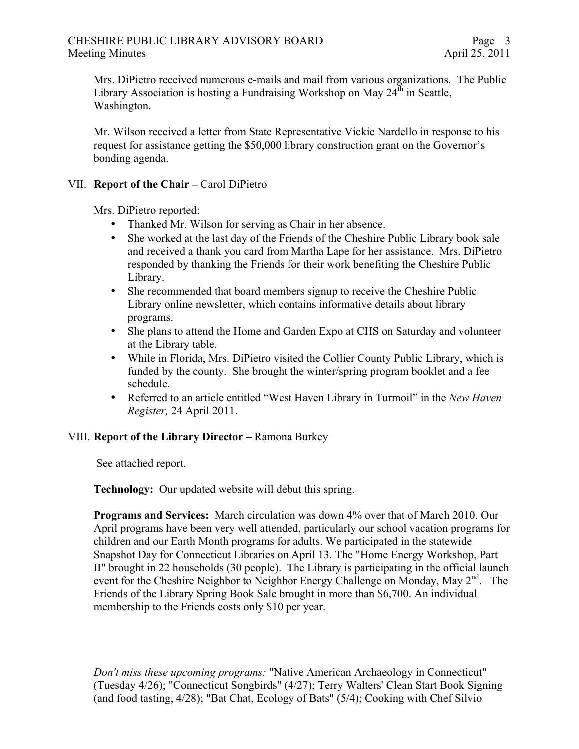Mrs. DiPietro received numerous e-mails and mail from various organizations. The Public Library Association is hosting a Fundraising Workshop on May 24th in Seattle, Washington.

Mr. Wilson received a letter from State Representative Vickie Nardello in response to his request for assistance getting the $50,000 library construction grant on the Governor's bonding agenda.

## VII. **Report of the Chair** – Carol DiPietro

Mrs. DiPietro reported:

- Thanked Mr. Wilson for serving as Chair in her absence.
- She worked at the last day of the Friends of the Cheshire Public Library book sale and received a thank you card from Martha Lape for her assistance. Mrs. DiPietro responded by thanking the Friends for their work benefiting the Cheshire Public Library.
- She recommended that board members signup to receive the Cheshire Public Library online newsletter, which contains informative details about library programs.
- She plans to attend the Home and Garden Expo at CHS on Saturday and volunteer at the Library table.
- While in Florida, Mrs. DiPietro visited the Collier County Public Library, which is funded by the county. She brought the winter/spring program booklet and a fee schedule.
- Referred to an article entitled "West Haven Library in Turmoil" in the *New Haven Register,* 24 April 2011.

## VIII. **Report of the Library Director** – Ramona Burkey

See attached report.

**Technology:** Our updated website will debut this spring.

**Programs and Services:** March circulation was down 4% over that of March 2010. Our April programs have been very well attended, particularly our school vacation programs for children and our Earth Month programs for adults. We participated in the statewide Snapshot Day for Connecticut Libraries on April 13. The "Home Energy Workshop, Part II" brought in 22 households (30 people). The Library is participating in the official launch event for the Cheshire Neighbor to Neighbor Energy Challenge on Monday, May 2nd. The Friends of the Library Spring Book Sale brought in more than $6,700. An individual membership to the Friends costs only $10 per year.

*Don't miss these upcoming programs:* "Native American Archaeology in Connecticut" (Tuesday 4/26); "Connecticut Songbirds" (4/27); Terry Walters' Clean Start Book Signing (and food tasting, 4/28); "Bat Chat, Ecology of Bats" (5/4); Cooking with Chef Silvio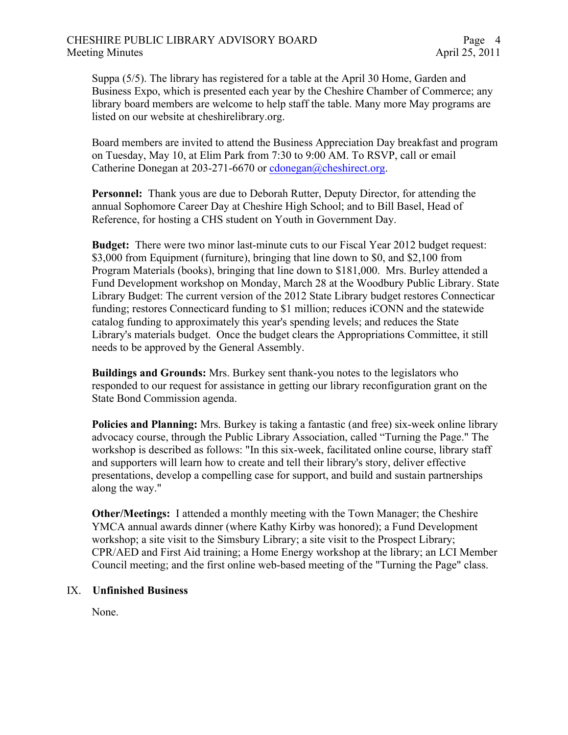Suppa (5/5). The library has registered for a table at the April 30 Home, Garden and Business Expo, which is presented each year by the Cheshire Chamber of Commerce; any library board members are welcome to help staff the table. Many more May programs are listed on our website at cheshirelibrary.org.

Board members are invited to attend the Business Appreciation Day breakfast and program on Tuesday, May 10, at Elim Park from 7:30 to 9:00 AM. To RSVP, call or email Catherine Donegan at 203-271-6670 or cdonegan@cheshirect.org.

**Personnel:** Thank yous are due to Deborah Rutter, Deputy Director, for attending the annual Sophomore Career Day at Cheshire High School; and to Bill Basel, Head of Reference, for hosting a CHS student on Youth in Government Day.

**Budget:** There were two minor last-minute cuts to our Fiscal Year 2012 budget request: $3,000 from Equipment (furniture), bringing that line down to $0, and $2,100 from Program Materials (books), bringing that line down to $181,000. Mrs. Burley attended a Fund Development workshop on Monday, March 28 at the Woodbury Public Library. State Library Budget: The current version of the 2012 State Library budget restores Connecticar funding; restores Connecticard funding to $1 million; reduces iCONN and the statewide catalog funding to approximately this year's spending levels; and reduces the State Library's materials budget. Once the budget clears the Appropriations Committee, it still needs to be approved by the General Assembly.

**Buildings and Grounds:** Mrs. Burkey sent thank-you notes to the legislators who responded to our request for assistance in getting our library reconfiguration grant on the State Bond Commission agenda.

**Policies and Planning:** Mrs. Burkey is taking a fantastic (and free) six-week online library advocacy course, through the Public Library Association, called "Turning the Page." The workshop is described as follows: "In this six-week, facilitated online course, library staff and supporters will learn how to create and tell their library's story, deliver effective presentations, develop a compelling case for support, and build and sustain partnerships along the way."

**Other/Meetings:** I attended a monthly meeting with the Town Manager; the Cheshire YMCA annual awards dinner (where Kathy Kirby was honored); a Fund Development workshop; a site visit to the Simsbury Library; a site visit to the Prospect Library; CPR/AED and First Aid training; a Home Energy workshop at the library; an LCI Member Council meeting; and the first online web-based meeting of the "Turning the Page" class.

## IX. Unfinished Business

None.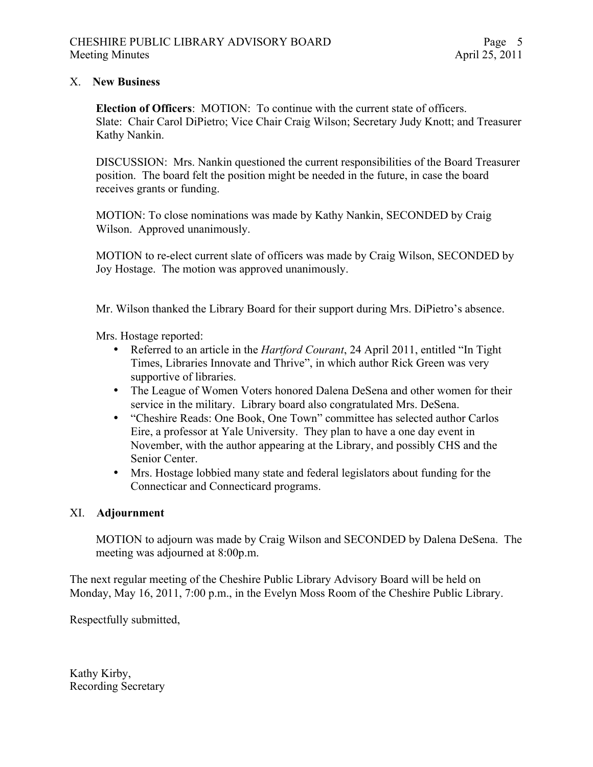## X. New Business

**Election of Officers**: MOTION: To continue with the current state of officers. Slate: Chair Carol DiPietro; Vice Chair Craig Wilson; Secretary Judy Knott; and Treasurer Kathy Nankin.

DISCUSSION: Mrs. Nankin questioned the current responsibilities of the Board Treasurer position. The board felt the position might be needed in the future, in case the board receives grants or funding.

MOTION: To close nominations was made by Kathy Nankin, SECONDED by Craig Wilson. Approved unanimously.

MOTION to re-elect current slate of officers was made by Craig Wilson, SECONDED by Joy Hostage. The motion was approved unanimously.

Mr. Wilson thanked the Library Board for their support during Mrs. DiPietro's absence.

Mrs. Hostage reported:

- Referred to an article in the *Hartford Courant*, 24 April 2011, entitled "In Tight Times, Libraries Innovate and Thrive", in which author Rick Green was very supportive of libraries.
- The League of Women Voters honored Dalena DeSena and other women for their service in the military. Library board also congratulated Mrs. DeSena.
- "Cheshire Reads: One Book, One Town" committee has selected author Carlos Eire, a professor at Yale University. They plan to have a one day event in November, with the author appearing at the Library, and possibly CHS and the Senior Center.
- Mrs. Hostage lobbied many state and federal legislators about funding for the Connecticar and Connecticard programs.

## XI. Adjournment

MOTION to adjourn was made by Craig Wilson and SECONDED by Dalena DeSena. The meeting was adjourned at 8:00p.m.

The next regular meeting of the Cheshire Public Library Advisory Board will be held on Monday, May 16, 2011, 7:00 p.m., in the Evelyn Moss Room of the Cheshire Public Library.

Respectfully submitted,

Kathy Kirby,
Recording Secretary